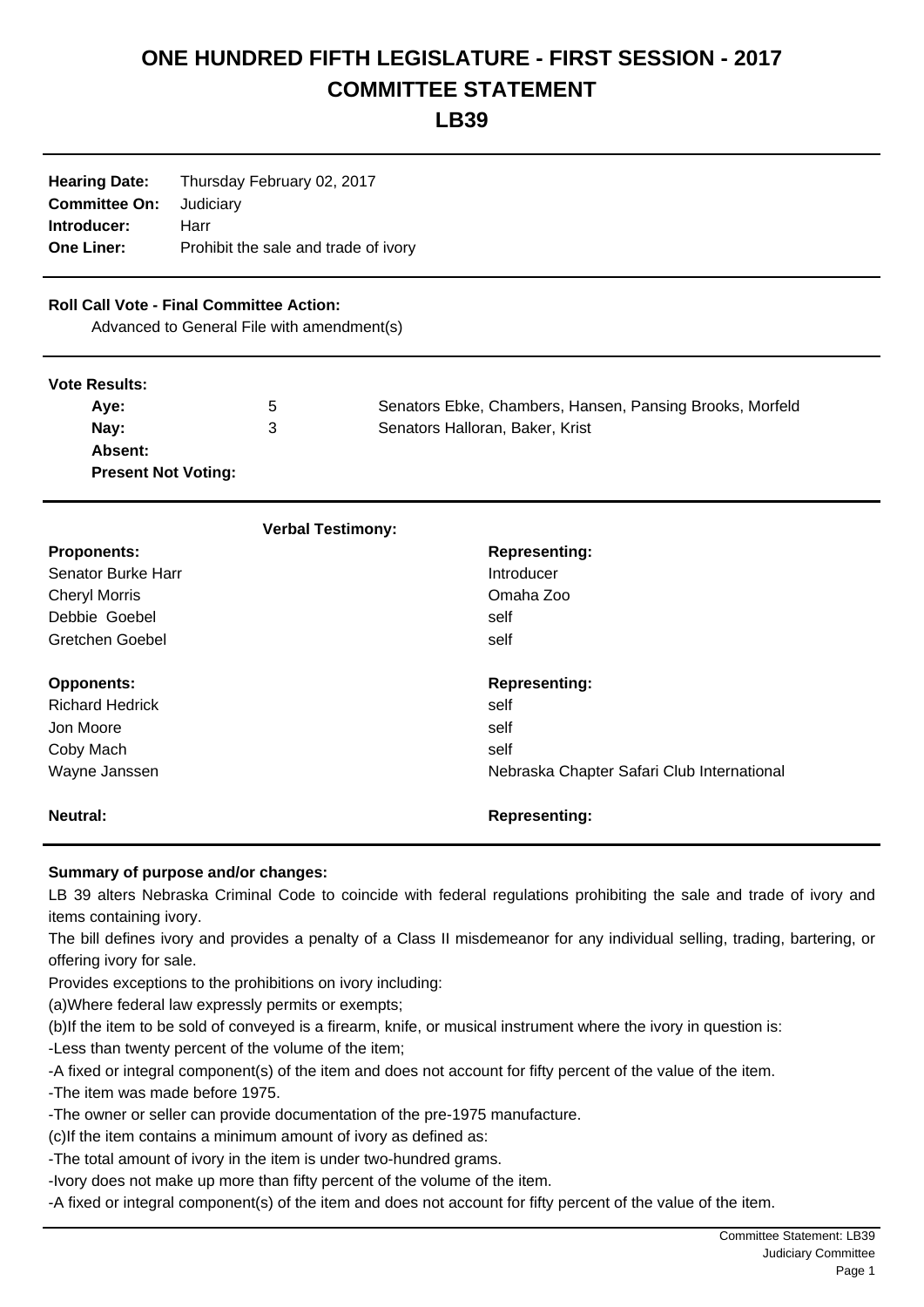# ONE HUNDRED FIFTH LEGISLATURE - FIRST SESSION - 2017

# COMMITTEE STATEMENT

# LB39

**Hearing Date:** Thursday February 02, 2017
**Committee On:** Judiciary
**Introducer:** Harr
**One Liner:** Prohibit the sale and trade of ivory

**Roll Call Vote - Final Committee Action:**

Advanced to General File with amendment(s)

**Vote Results:**

| | | |
|---|---|---|
| **Aye:** | 5 | Senators Ebke, Chambers, Hansen, Pansing Brooks, Morfeld |
| **Nay:** | 3 | Senators Halloran, Baker, Krist |
| **Absent:** | | |
| **Present Not Voting:** | | |

**Verbal Testimony:**

| **Proponents:** | **Representing:** |
|---|---|
| Senator Burke Harr | Introducer |
| Cheryl Morris | Omaha Zoo |
| Debbie Goebel | self |
| Gretchen Goebel | self |

| **Opponents:** | **Representing:** |
|---|---|
| Richard Hedrick | self |
| Jon Moore | self |
| Coby Mach | self |
| Wayne Janssen | Nebraska Chapter Safari Club International |

| **Neutral:** | **Representing:** |
|---|---|

**Summary of purpose and/or changes:**

LB 39 alters Nebraska Criminal Code to coincide with federal regulations prohibiting the sale and trade of ivory and items containing ivory.

The bill defines ivory and provides a penalty of a Class II misdemeanor for any individual selling, trading, bartering, or offering ivory for sale.

Provides exceptions to the prohibitions on ivory including:

(a)Where federal law expressly permits or exempts;

(b)If the item to be sold of conveyed is a firearm, knife, or musical instrument where the ivory in question is:

-Less than twenty percent of the volume of the item;

-A fixed or integral component(s) of the item and does not account for fifty percent of the value of the item.

-The item was made before 1975.

-The owner or seller can provide documentation of the pre-1975 manufacture.

(c)If the item contains a minimum amount of ivory as defined as:

-The total amount of ivory in the item is under two-hundred grams.

-Ivory does not make up more than fifty percent of the volume of the item.

-A fixed or integral component(s) of the item and does not account for fifty percent of the value of the item.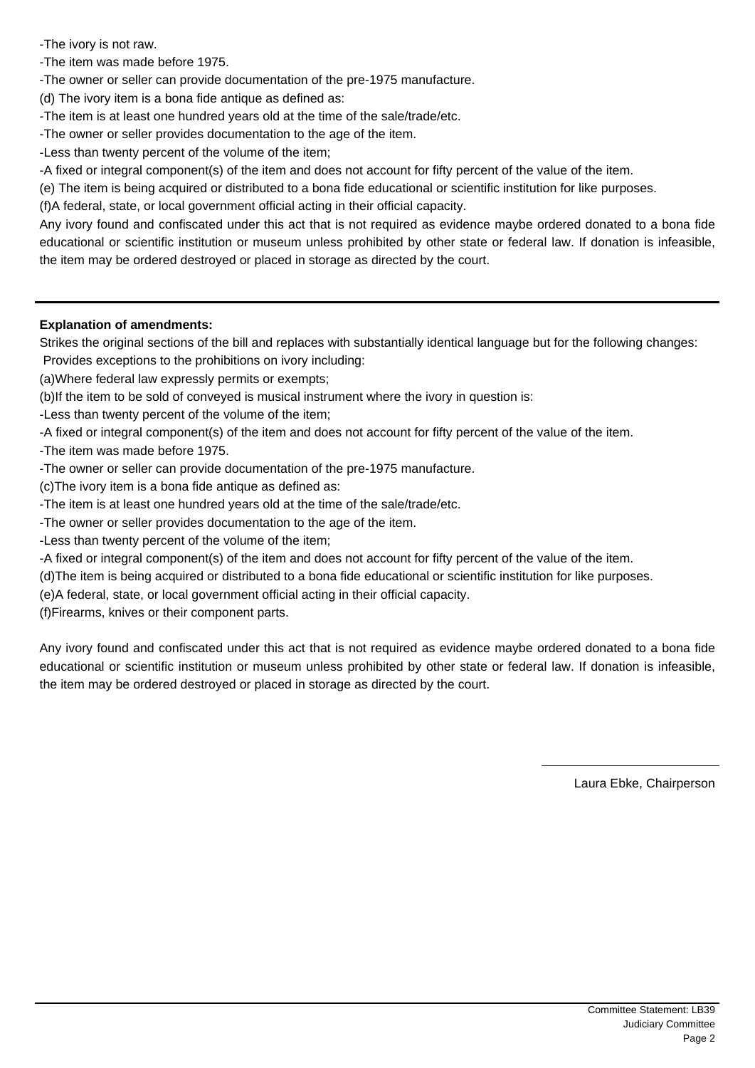-The ivory is not raw.

-The item was made before 1975.

-The owner or seller can provide documentation of the pre-1975 manufacture.

(d) The ivory item is a bona fide antique as defined as:

-The item is at least one hundred years old at the time of the sale/trade/etc.

-The owner or seller provides documentation to the age of the item.

-Less than twenty percent of the volume of the item;

-A fixed or integral component(s) of the item and does not account for fifty percent of the value of the item.

(e) The item is being acquired or distributed to a bona fide educational or scientific institution for like purposes.

(f)A federal, state, or local government official acting in their official capacity.

Any ivory found and confiscated under this act that is not required as evidence maybe ordered donated to a bona fide educational or scientific institution or museum unless prohibited by other state or federal law. If donation is infeasible, the item may be ordered destroyed or placed in storage as directed by the court.

---

**Explanation of amendments:**

Strikes the original sections of the bill and replaces with substantially identical language but for the following changes:

Provides exceptions to the prohibitions on ivory including:

(a)Where federal law expressly permits or exempts;

(b)If the item to be sold of conveyed is musical instrument where the ivory in question is:

-Less than twenty percent of the volume of the item;

-A fixed or integral component(s) of the item and does not account for fifty percent of the value of the item.

-The item was made before 1975.

-The owner or seller can provide documentation of the pre-1975 manufacture.

(c)The ivory item is a bona fide antique as defined as:

-The item is at least one hundred years old at the time of the sale/trade/etc.

-The owner or seller provides documentation to the age of the item.

-Less than twenty percent of the volume of the item;

-A fixed or integral component(s) of the item and does not account for fifty percent of the value of the item.

(d)The item is being acquired or distributed to a bona fide educational or scientific institution for like purposes.

(e)A federal, state, or local government official acting in their official capacity.

(f)Firearms, knives or their component parts.

Any ivory found and confiscated under this act that is not required as evidence maybe ordered donated to a bona fide educational or scientific institution or museum unless prohibited by other state or federal law. If donation is infeasible, the item may be ordered destroyed or placed in storage as directed by the court.

Laura Ebke, Chairperson